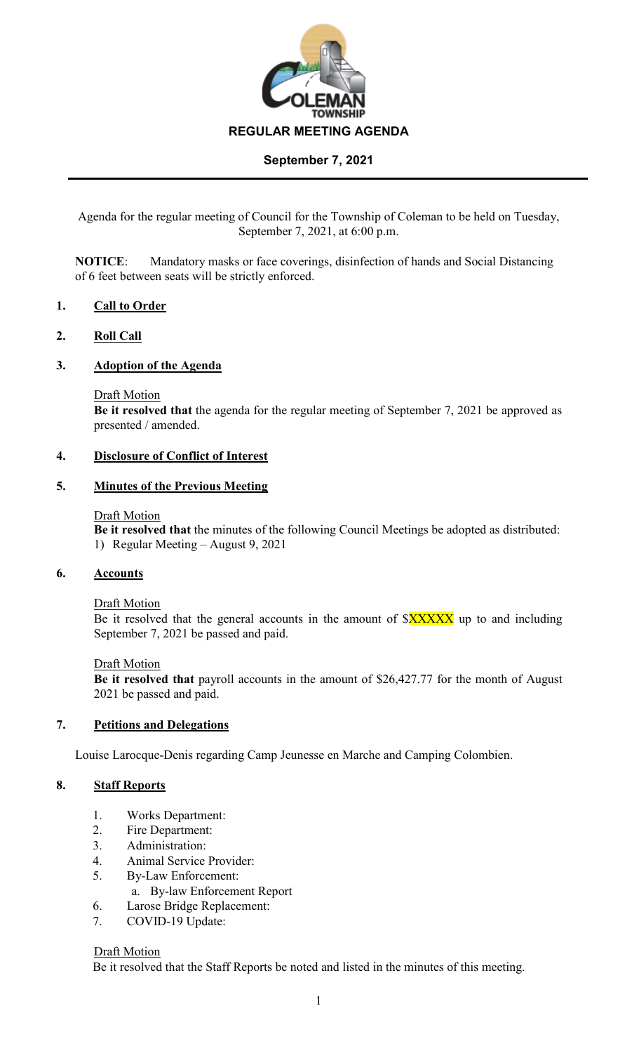COLEMAN TOWNSHIP

# REGULAR MEETING AGENDA

## September 7, 2021

Agenda for the regular meeting of Council for the Township of Coleman to be held on Tuesday, September 7, 2021, at 6:00 p.m.

**NOTICE**: Mandatory masks or face coverings, disinfection of hands and Social Distancing of 6 feet between seats will be strictly enforced.

### 1. Call to Order

### 2. Roll Call

### 3. Adoption of the Agenda

Draft Motion

**Be it resolved that** the agenda for the regular meeting of September 7, 2021 be approved as presented / amended.

### 4. Disclosure of Conflict of Interest

### 5. Minutes of the Previous Meeting

Draft Motion

**Be it resolved that** the minutes of the following Council Meetings be adopted as distributed:

1) Regular Meeting – August 9, 2021

### 6. Accounts

Draft Motion

Be it resolved that the general accounts in the amount of $XXXXX up to and including September 7, 2021 be passed and paid.

Draft Motion

**Be it resolved that** payroll accounts in the amount of $26,427.77 for the month of August 2021 be passed and paid.

### 7. Petitions and Delegations

Louise Larocque-Denis regarding Camp Jeunesse en Marche and Camping Colombien.

### 8. Staff Reports

1. Works Department:
2. Fire Department:
3. Administration:
4. Animal Service Provider:
5. By-Law Enforcement:
   a. By-law Enforcement Report
6. Larose Bridge Replacement:
7. COVID-19 Update:

Draft Motion

Be it resolved that the Staff Reports be noted and listed in the minutes of this meeting.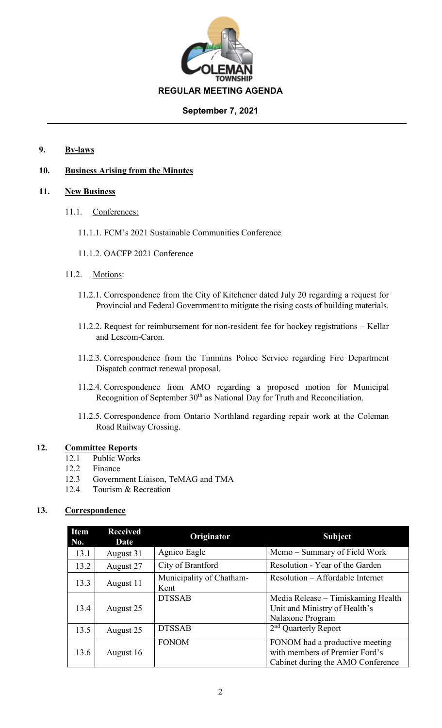**REGULAR MEETING AGENDA**

**September 7, 2021**

**9. By-laws**

**10. Business Arising from the Minutes**

**11. New Business**

11.1. Conferences:

11.1.1. FCM's 2021 Sustainable Communities Conference

11.1.2. OACFP 2021 Conference

11.2. Motions:

11.2.1. Correspondence from the City of Kitchener dated July 20 regarding a request for Provincial and Federal Government to mitigate the rising costs of building materials.

11.2.2. Request for reimbursement for non-resident fee for hockey registrations – Kellar and Lescom-Caron.

11.2.3. Correspondence from the Timmins Police Service regarding Fire Department Dispatch contract renewal proposal.

11.2.4. Correspondence from AMO regarding a proposed motion for Municipal Recognition of September 30th as National Day for Truth and Reconciliation.

11.2.5. Correspondence from Ontario Northland regarding repair work at the Coleman Road Railway Crossing.

**12. Committee Reports**

12.1 Public Works
12.2 Finance
12.3 Government Liaison, TeMAG and TMA
12.4 Tourism & Recreation

**13. Correspondence**

| Item No. | Received Date | Originator | Subject |
|---|---|---|---|
| 13.1 | August 31 | Agnico Eagle | Memo – Summary of Field Work |
| 13.2 | August 27 | City of Brantford | Resolution - Year of the Garden |
| 13.3 | August 11 | Municipality of Chatham-Kent | Resolution – Affordable Internet |
| 13.4 | August 25 | DTSSAB | Media Release – Timiskaming Health Unit and Ministry of Health's Nalaxone Program |
| 13.5 | August 25 | DTSSAB | 2nd Quarterly Report |
| 13.6 | August 16 | FONOM | FONOM had a productive meeting with members of Premier Ford's Cabinet during the AMO Conference |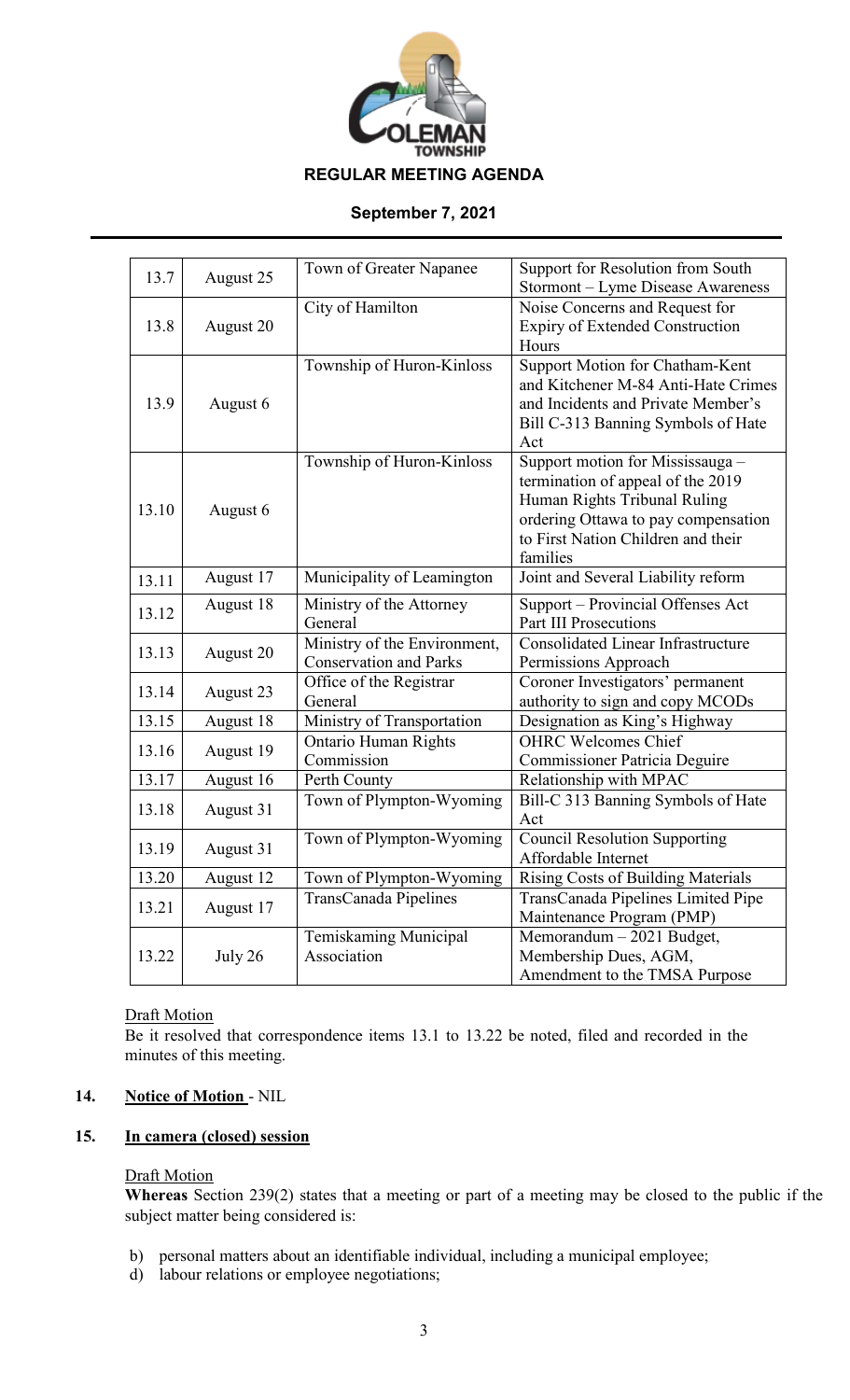| 13.7 | August 25 | Town of Greater Napanee | Support for Resolution from South Stormont – Lyme Disease Awareness |
|---|---|---|---|
| 13.8 | August 20 | City of Hamilton | Noise Concerns and Request for Expiry of Extended Construction Hours |
| 13.9 | August 6 | Township of Huron-Kinloss | Support Motion for Chatham-Kent and Kitchener M-84 Anti-Hate Crimes and Incidents and Private Member's Bill C-313 Banning Symbols of Hate Act |
| 13.10 | August 6 | Township of Huron-Kinloss | Support motion for Mississauga – termination of appeal of the 2019 Human Rights Tribunal Ruling ordering Ottawa to pay compensation to First Nation Children and their families |
| 13.11 | August 17 | Municipality of Leamington | Joint and Several Liability reform |
| 13.12 | August 18 | Ministry of the Attorney General | Support – Provincial Offenses Act Part III Prosecutions |
| 13.13 | August 20 | Ministry of the Environment, Conservation and Parks | Consolidated Linear Infrastructure Permissions Approach |
| 13.14 | August 23 | Office of the Registrar General | Coroner Investigators' permanent authority to sign and copy MCODs |
| 13.15 | August 18 | Ministry of Transportation | Designation as King's Highway |
| 13.16 | August 19 | Ontario Human Rights Commission | OHRC Welcomes Chief Commissioner Patricia Deguire |
| 13.17 | August 16 | Perth County | Relationship with MPAC |
| 13.18 | August 31 | Town of Plympton-Wyoming | Bill-C 313 Banning Symbols of Hate Act |
| 13.19 | August 31 | Town of Plympton-Wyoming | Council Resolution Supporting Affordable Internet |
| 13.20 | August 12 | Town of Plympton-Wyoming | Rising Costs of Building Materials |
| 13.21 | August 17 | TransCanada Pipelines | TransCanada Pipelines Limited Pipe Maintenance Program (PMP) |
| 13.22 | July 26 | Temiskaming Municipal Association | Memorandum – 2021 Budget, Membership Dues, AGM, Amendment to the TMSA Purpose |

Draft Motion

Be it resolved that correspondence items 13.1 to 13.22 be noted, filed and recorded in the minutes of this meeting.

## 14. Notice of Motion - NIL

## 15. In camera (closed) session

Draft Motion

**Whereas** Section 239(2) states that a meeting or part of a meeting may be closed to the public if the subject matter being considered is:

b) personal matters about an identifiable individual, including a municipal employee;
d) labour relations or employee negotiations;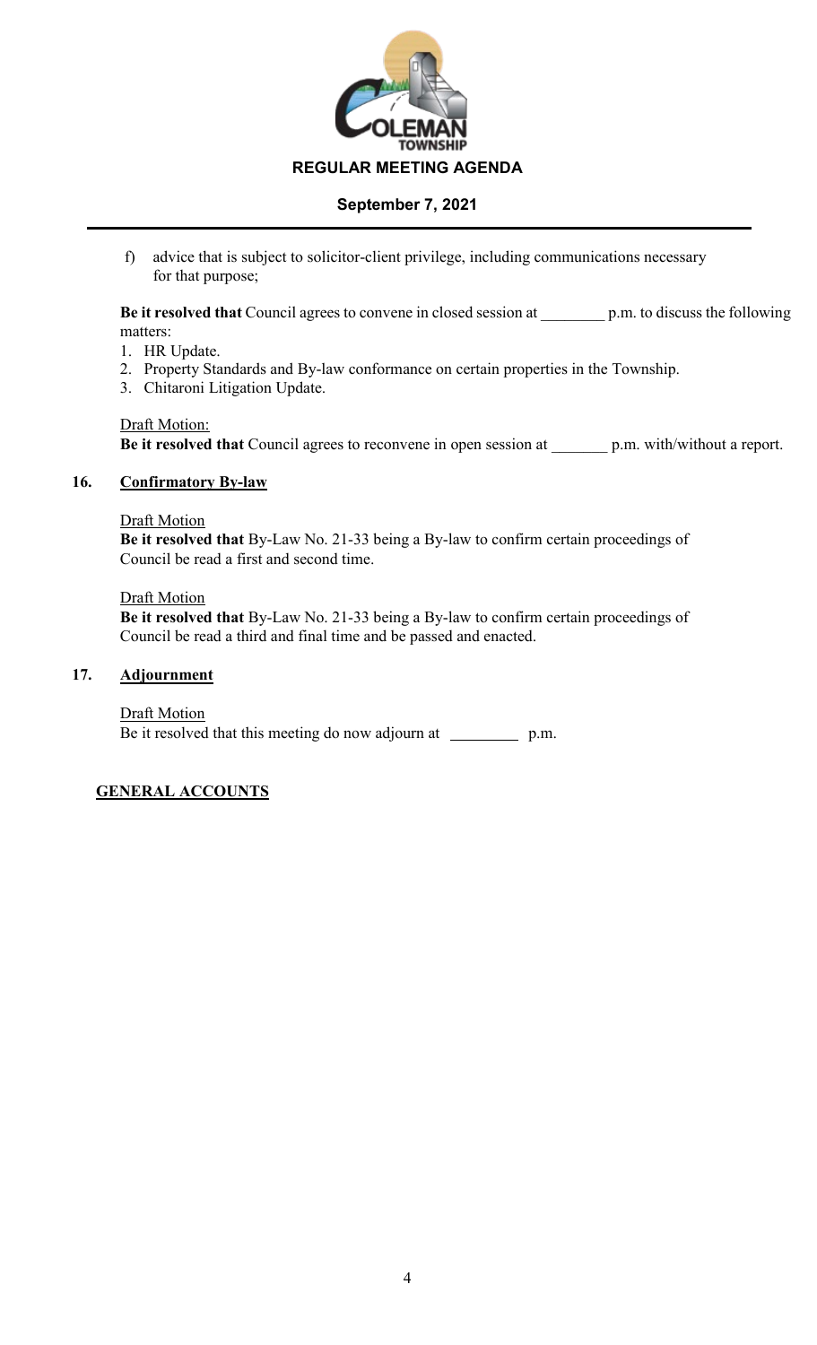f) advice that is subject to solicitor-client privilege, including communications necessary for that purpose;

**Be it resolved that** Council agrees to convene in closed session at ________ p.m. to discuss the following matters:

1. HR Update.
2. Property Standards and By-law conformance on certain properties in the Township.
3. Chitaroni Litigation Update.

Draft Motion:
**Be it resolved that** Council agrees to reconvene in open session at _______ p.m. with/without a report.

## 16. Confirmatory By-law

Draft Motion
**Be it resolved that** By-Law No. 21-33 being a By-law to confirm certain proceedings of Council be read a first and second time.

Draft Motion
**Be it resolved that** By-Law No. 21-33 being a By-law to confirm certain proceedings of Council be read a third and final time and be passed and enacted.

## 17. Adjournment

Draft Motion
Be it resolved that this meeting do now adjourn at _________ p.m.

**GENERAL ACCOUNTS**